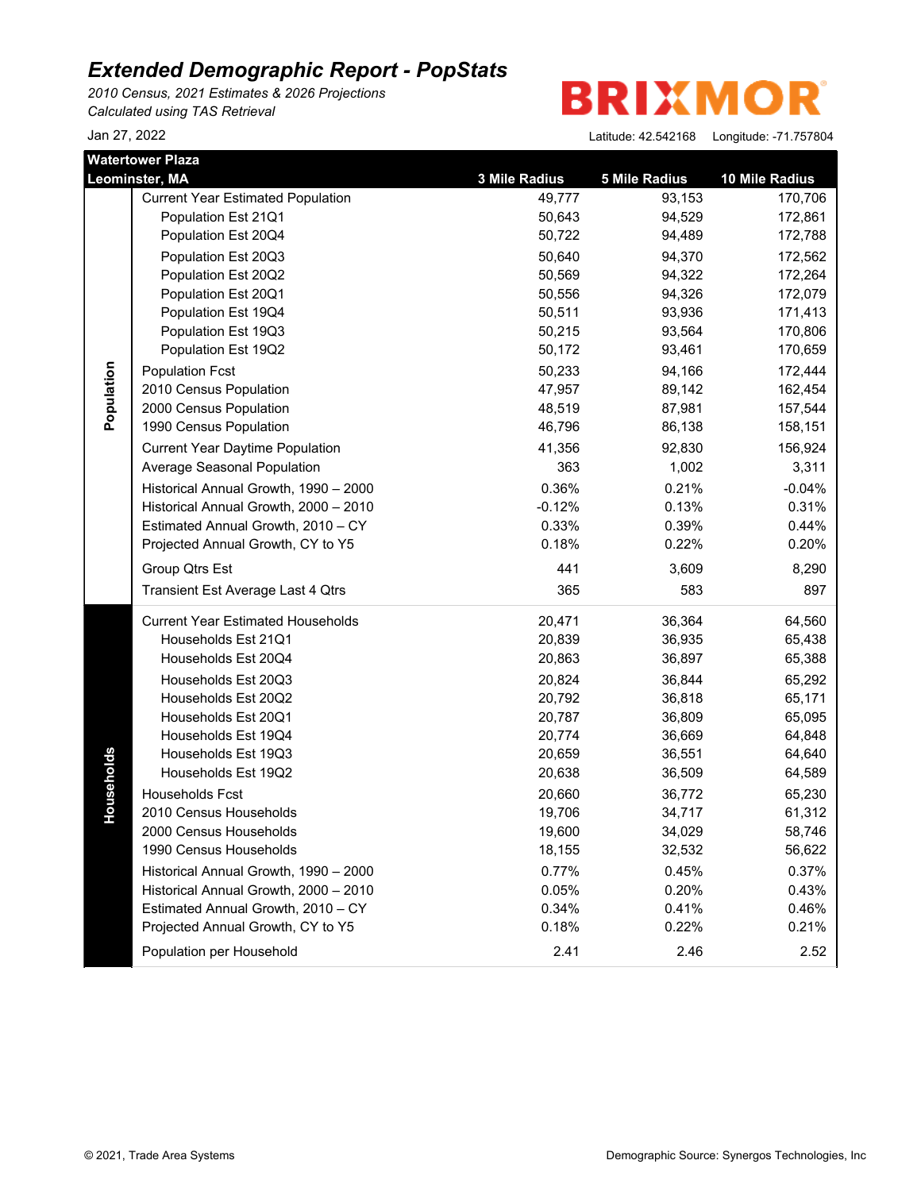# Extended Demographic Report - PopStats

*2010 Census, 2021 Estimates & 2026 Projections*
*Calculated using TAS Retrieval*

Jan 27, 2022

BRIXMOR

Latitude: 42.542168 Longitude: -71.757804

| | Watertower Plaza<br>Leominster, MA | 3 Mile Radius | 5 Mile Radius | 10 Mile Radius |
|---|---|---|---|---|
| Population | Current Year Estimated Population | 49,777 | 93,153 | 170,706 |
| | Population Est 21Q1 | 50,643 | 94,529 | 172,861 |
| | Population Est 20Q4 | 50,722 | 94,489 | 172,788 |
| | Population Est 20Q3 | 50,640 | 94,370 | 172,562 |
| | Population Est 20Q2 | 50,569 | 94,322 | 172,264 |
| | Population Est 20Q1 | 50,556 | 94,326 | 172,079 |
| | Population Est 19Q4 | 50,511 | 93,936 | 171,413 |
| | Population Est 19Q3 | 50,215 | 93,564 | 170,806 |
| | Population Est 19Q2 | 50,172 | 93,461 | 170,659 |
| | Population Fcst | 50,233 | 94,166 | 172,444 |
| | 2010 Census Population | 47,957 | 89,142 | 162,454 |
| | 2000 Census Population | 48,519 | 87,981 | 157,544 |
| | 1990 Census Population | 46,796 | 86,138 | 158,151 |
| | Current Year Daytime Population | 41,356 | 92,830 | 156,924 |
| | Average Seasonal Population | 363 | 1,002 | 3,311 |
| | Historical Annual Growth, 1990 – 2000 | 0.36% | 0.21% | -0.04% |
| | Historical Annual Growth, 2000 – 2010 | -0.12% | 0.13% | 0.31% |
| | Estimated Annual Growth, 2010 – CY | 0.33% | 0.39% | 0.44% |
| | Projected Annual Growth, CY to Y5 | 0.18% | 0.22% | 0.20% |
| | Group Qtrs Est | 441 | 3,609 | 8,290 |
| | Transient Est Average Last 4 Qtrs | 365 | 583 | 897 |
| Households | Current Year Estimated Households | 20,471 | 36,364 | 64,560 |
| | Households Est 21Q1 | 20,839 | 36,935 | 65,438 |
| | Households Est 20Q4 | 20,863 | 36,897 | 65,388 |
| | Households Est 20Q3 | 20,824 | 36,844 | 65,292 |
| | Households Est 20Q2 | 20,792 | 36,818 | 65,171 |
| | Households Est 20Q1 | 20,787 | 36,809 | 65,095 |
| | Households Est 19Q4 | 20,774 | 36,669 | 64,848 |
| | Households Est 19Q3 | 20,659 | 36,551 | 64,640 |
| | Households Est 19Q2 | 20,638 | 36,509 | 64,589 |
| | Households Fcst | 20,660 | 36,772 | 65,230 |
| | 2010 Census Households | 19,706 | 34,717 | 61,312 |
| | 2000 Census Households | 19,600 | 34,029 | 58,746 |
| | 1990 Census Households | 18,155 | 32,532 | 56,622 |
| | Historical Annual Growth, 1990 – 2000 | 0.77% | 0.45% | 0.37% |
| | Historical Annual Growth, 2000 – 2010 | 0.05% | 0.20% | 0.43% |
| | Estimated Annual Growth, 2010 – CY | 0.34% | 0.41% | 0.46% |
| | Projected Annual Growth, CY to Y5 | 0.18% | 0.22% | 0.21% |
| | Population per Household | 2.41 | 2.46 | 2.52 |

© 2021, Trade Area Systems

Demographic Source: Synergos Technologies, Inc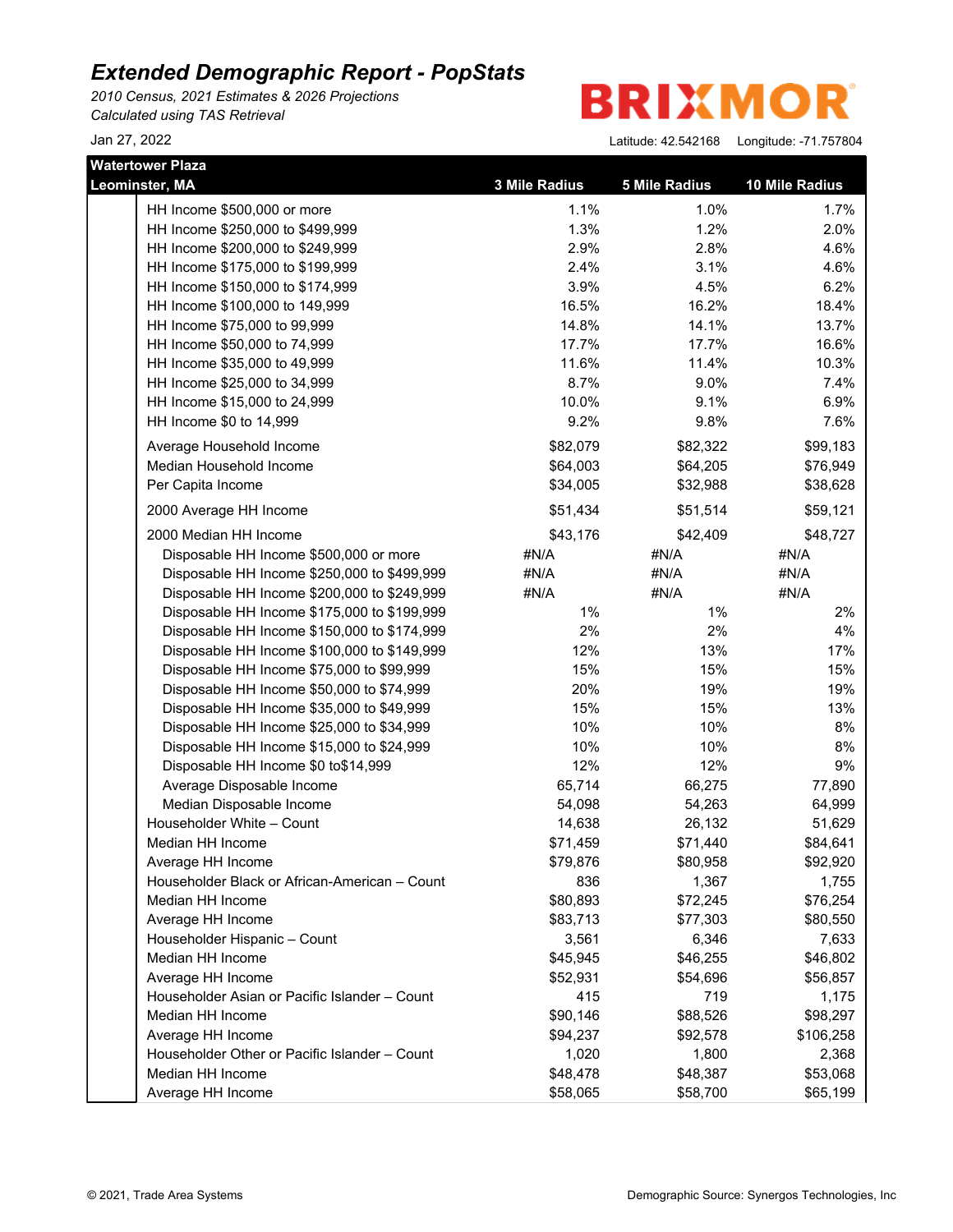# Extended Demographic Report - PopStats

*2010 Census, 2021 Estimates & 2026 Projections*
*Calculated using TAS Retrieval*

Jan 27, 2022

BRIXMOR

Latitude: 42.542168 Longitude: -71.757804

| Watertower Plaza<br>Leominster, MA | 3 Mile Radius | 5 Mile Radius | 10 Mile Radius |
|---|---|---|---|
| HH Income $500,000 or more | 1.1% | 1.0% | 1.7% |
| HH Income $250,000 to $499,999 | 1.3% | 1.2% | 2.0% |
| HH Income $200,000 to $249,999 | 2.9% | 2.8% | 4.6% |
| HH Income $175,000 to $199,999 | 2.4% | 3.1% | 4.6% |
| HH Income $150,000 to $174,999 | 3.9% | 4.5% | 6.2% |
| HH Income $100,000 to 149,999 | 16.5% | 16.2% | 18.4% |
| HH Income $75,000 to 99,999 | 14.8% | 14.1% | 13.7% |
| HH Income $50,000 to 74,999 | 17.7% | 17.7% | 16.6% |
| HH Income $35,000 to 49,999 | 11.6% | 11.4% | 10.3% |
| HH Income $25,000 to 34,999 | 8.7% | 9.0% | 7.4% |
| HH Income $15,000 to 24,999 | 10.0% | 9.1% | 6.9% |
| HH Income $0 to 14,999 | 9.2% | 9.8% | 7.6% |
| Average Household Income | $82,079 | $82,322 | $99,183 |
| Median Household Income | $64,003 | $64,205 | $76,949 |
| Per Capita Income | $34,005 | $32,988 | $38,628 |
| 2000 Average HH Income | $51,434 | $51,514 | $59,121 |
| 2000 Median HH Income | $43,176 | $42,409 | $48,727 |
| Disposable HH Income $500,000 or more | #N/A | #N/A | #N/A |
| Disposable HH Income $250,000 to $499,999 | #N/A | #N/A | #N/A |
| Disposable HH Income $200,000 to $249,999 | #N/A | #N/A | #N/A |
| Disposable HH Income $175,000 to $199,999 | 1% | 1% | 2% |
| Disposable HH Income $150,000 to $174,999 | 2% | 2% | 4% |
| Disposable HH Income $100,000 to $149,999 | 12% | 13% | 17% |
| Disposable HH Income $75,000 to $99,999 | 15% | 15% | 15% |
| Disposable HH Income $50,000 to $74,999 | 20% | 19% | 19% |
| Disposable HH Income $35,000 to $49,999 | 15% | 15% | 13% |
| Disposable HH Income $25,000 to $34,999 | 10% | 10% | 8% |
| Disposable HH Income $15,000 to $24,999 | 10% | 10% | 8% |
| Disposable HH Income $0 to$14,999 | 12% | 12% | 9% |
| Average Disposable Income | 65,714 | 66,275 | 77,890 |
| Median Disposable Income | 54,098 | 54,263 | 64,999 |
| Householder White – Count | 14,638 | 26,132 | 51,629 |
| Median HH Income | $71,459 | $71,440 | $84,641 |
| Average HH Income | $79,876 | $80,958 | $92,920 |
| Householder Black or African-American – Count | 836 | 1,367 | 1,755 |
| Median HH Income | $80,893 | $72,245 | $76,254 |
| Average HH Income | $83,713 | $77,303 | $80,550 |
| Householder Hispanic – Count | 3,561 | 6,346 | 7,633 |
| Median HH Income | $45,945 | $46,255 | $46,802 |
| Average HH Income | $52,931 | $54,696 | $56,857 |
| Householder Asian or Pacific Islander – Count | 415 | 719 | 1,175 |
| Median HH Income | $90,146 | $88,526 | $98,297 |
| Average HH Income | $94,237 | $92,578 | $106,258 |
| Householder Other or Pacific Islander – Count | 1,020 | 1,800 | 2,368 |
| Median HH Income | $48,478 | $48,387 | $53,068 |
| Average HH Income | $58,065 | $58,700 | $65,199 |

© 2021, Trade Area Systems

Demographic Source: Synergos Technologies, Inc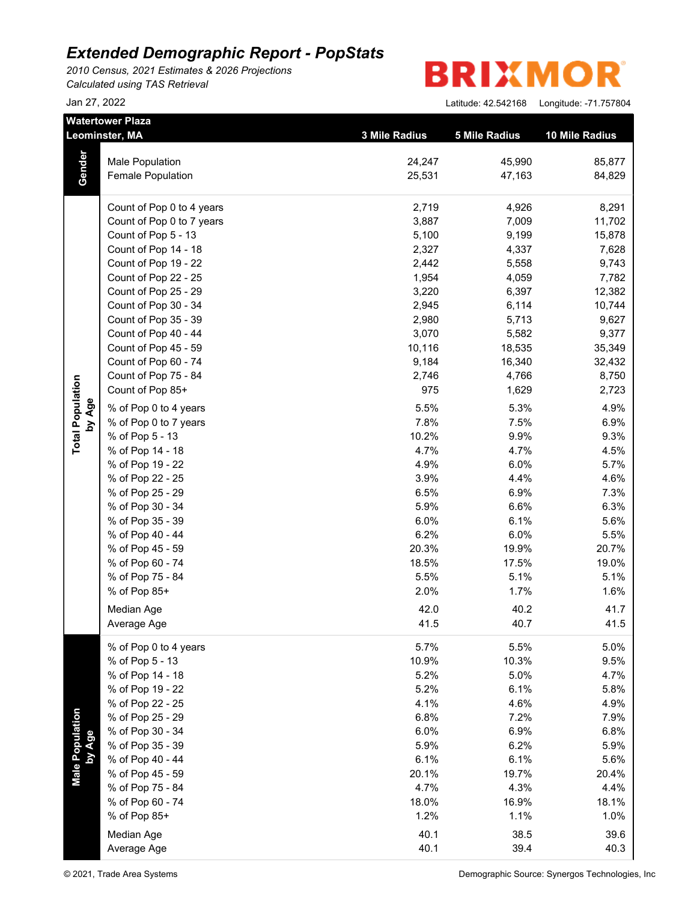# *Extended Demographic Report - PopStats*

*2010 Census, 2021 Estimates & 2026 Projections*
*Calculated using TAS Retrieval*

Jan 27, 2022

BRIXMOR

Latitude: 42.542168 Longitude: -71.757804

| Watertower Plaza Leominster, MA | | 3 Mile Radius | 5 Mile Radius | 10 Mile Radius |
|---|---|---|---|---|
| **Gender** | Male Population | 24,247 | 45,990 | 85,877 |
| | Female Population | 25,531 | 47,163 | 84,829 |
| **Total Population by Age** | Count of Pop 0 to 4 years | 2,719 | 4,926 | 8,291 |
| | Count of Pop 0 to 7 years | 3,887 | 7,009 | 11,702 |
| | Count of Pop 5 - 13 | 5,100 | 9,199 | 15,878 |
| | Count of Pop 14 - 18 | 2,327 | 4,337 | 7,628 |
| | Count of Pop 19 - 22 | 2,442 | 5,558 | 9,743 |
| | Count of Pop 22 - 25 | 1,954 | 4,059 | 7,782 |
| | Count of Pop 25 - 29 | 3,220 | 6,397 | 12,382 |
| | Count of Pop 30 - 34 | 2,945 | 6,114 | 10,744 |
| | Count of Pop 35 - 39 | 2,980 | 5,713 | 9,627 |
| | Count of Pop 40 - 44 | 3,070 | 5,582 | 9,377 |
| | Count of Pop 45 - 59 | 10,116 | 18,535 | 35,349 |
| | Count of Pop 60 - 74 | 9,184 | 16,340 | 32,432 |
| | Count of Pop 75 - 84 | 2,746 | 4,766 | 8,750 |
| | Count of Pop 85+ | 975 | 1,629 | 2,723 |
| | % of Pop 0 to 4 years | 5.5% | 5.3% | 4.9% |
| | % of Pop 0 to 7 years | 7.8% | 7.5% | 6.9% |
| | % of Pop 5 - 13 | 10.2% | 9.9% | 9.3% |
| | % of Pop 14 - 18 | 4.7% | 4.7% | 4.5% |
| | % of Pop 19 - 22 | 4.9% | 6.0% | 5.7% |
| | % of Pop 22 - 25 | 3.9% | 4.4% | 4.6% |
| | % of Pop 25 - 29 | 6.5% | 6.9% | 7.3% |
| | % of Pop 30 - 34 | 5.9% | 6.6% | 6.3% |
| | % of Pop 35 - 39 | 6.0% | 6.1% | 5.6% |
| | % of Pop 40 - 44 | 6.2% | 6.0% | 5.5% |
| | % of Pop 45 - 59 | 20.3% | 19.9% | 20.7% |
| | % of Pop 60 - 74 | 18.5% | 17.5% | 19.0% |
| | % of Pop 75 - 84 | 5.5% | 5.1% | 5.1% |
| | % of Pop 85+ | 2.0% | 1.7% | 1.6% |
| | Median Age | 42.0 | 40.2 | 41.7 |
| | Average Age | 41.5 | 40.7 | 41.5 |
| **Male Population by Age** | % of Pop 0 to 4 years | 5.7% | 5.5% | 5.0% |
| | % of Pop 5 - 13 | 10.9% | 10.3% | 9.5% |
| | % of Pop 14 - 18 | 5.2% | 5.0% | 4.7% |
| | % of Pop 19 - 22 | 5.2% | 6.1% | 5.8% |
| | % of Pop 22 - 25 | 4.1% | 4.6% | 4.9% |
| | % of Pop 25 - 29 | 6.8% | 7.2% | 7.9% |
| | % of Pop 30 - 34 | 6.0% | 6.9% | 6.8% |
| | % of Pop 35 - 39 | 5.9% | 6.2% | 5.9% |
| | % of Pop 40 - 44 | 6.1% | 6.1% | 5.6% |
| | % of Pop 45 - 59 | 20.1% | 19.7% | 20.4% |
| | % of Pop 75 - 84 | 4.7% | 4.3% | 4.4% |
| | % of Pop 60 - 74 | 18.0% | 16.9% | 18.1% |
| | % of Pop 85+ | 1.2% | 1.1% | 1.0% |
| | Median Age | 40.1 | 38.5 | 39.6 |
| | Average Age | 40.1 | 39.4 | 40.3 |

© 2021, Trade Area Systems

Demographic Source: Synergos Technologies, Inc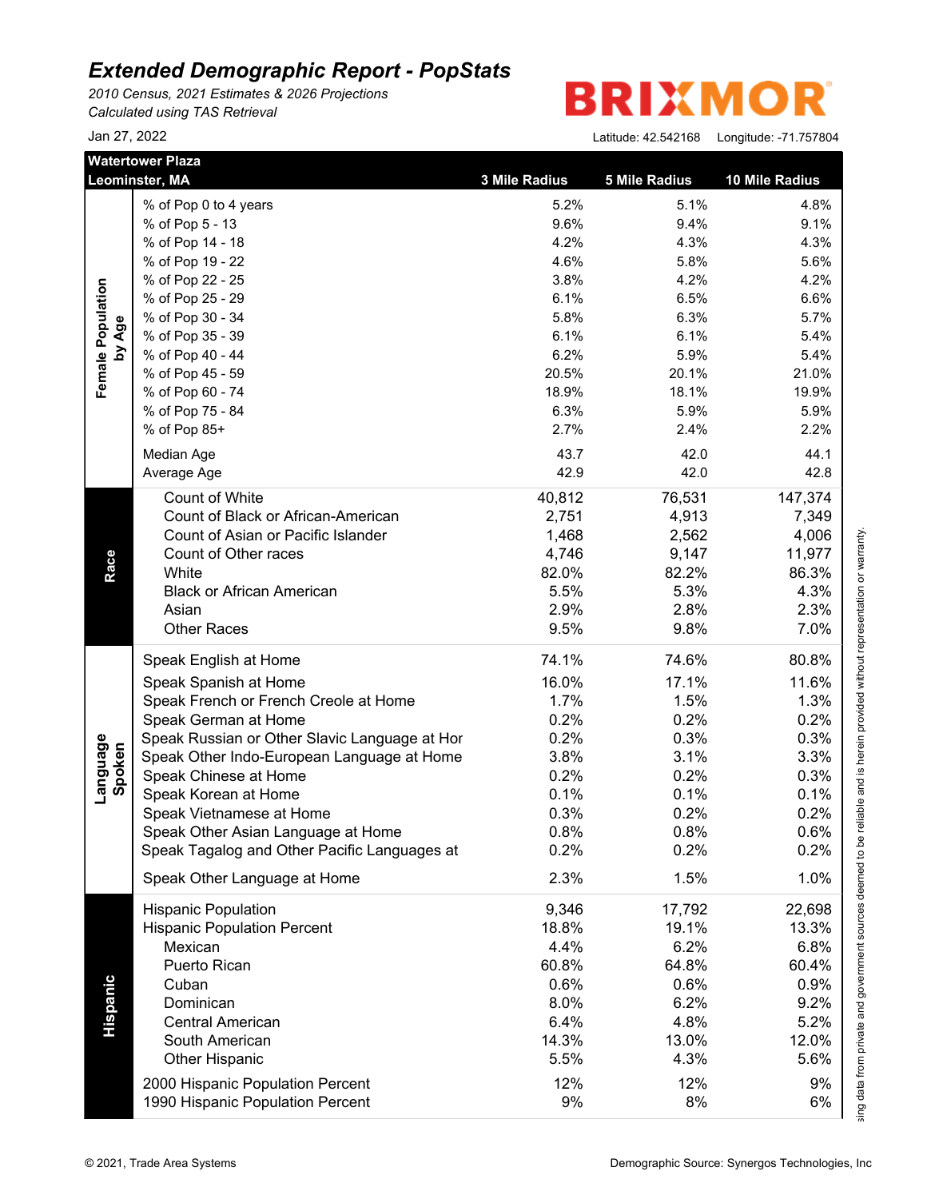# *Extended Demographic Report - PopStats*

*2010 Census, 2021 Estimates & 2026 Projections*
*Calculated using TAS Retrieval*

BRIXMOR

Jan 27, 2022

Latitude: 42.542168 Longitude: -71.757804

| Watertower Plaza Leominster, MA | | 3 Mile Radius | 5 Mile Radius | 10 Mile Radius |
|---|---|---|---|---|
| **Female Population by Age** | % of Pop 0 to 4 years | 5.2% | 5.1% | 4.8% |
| | % of Pop 5 - 13 | 9.6% | 9.4% | 9.1% |
| | % of Pop 14 - 18 | 4.2% | 4.3% | 4.3% |
| | % of Pop 19 - 22 | 4.6% | 5.8% | 5.6% |
| | % of Pop 22 - 25 | 3.8% | 4.2% | 4.2% |
| | % of Pop 25 - 29 | 6.1% | 6.5% | 6.6% |
| | % of Pop 30 - 34 | 5.8% | 6.3% | 5.7% |
| | % of Pop 35 - 39 | 6.1% | 6.1% | 5.4% |
| | % of Pop 40 - 44 | 6.2% | 5.9% | 5.4% |
| | % of Pop 45 - 59 | 20.5% | 20.1% | 21.0% |
| | % of Pop 60 - 74 | 18.9% | 18.1% | 19.9% |
| | % of Pop 75 - 84 | 6.3% | 5.9% | 5.9% |
| | % of Pop 85+ | 2.7% | 2.4% | 2.2% |
| | Median Age | 43.7 | 42.0 | 44.1 |
| | Average Age | 42.9 | 42.0 | 42.8 |
| **Race** | Count of White | 40,812 | 76,531 | 147,374 |
| | Count of Black or African-American | 2,751 | 4,913 | 7,349 |
| | Count of Asian or Pacific Islander | 1,468 | 2,562 | 4,006 |
| | Count of Other races | 4,746 | 9,147 | 11,977 |
| | White | 82.0% | 82.2% | 86.3% |
| | Black or African American | 5.5% | 5.3% | 4.3% |
| | Asian | 2.9% | 2.8% | 2.3% |
| | Other Races | 9.5% | 9.8% | 7.0% |
| **Language Spoken** | Speak English at Home | 74.1% | 74.6% | 80.8% |
| | Speak Spanish at Home | 16.0% | 17.1% | 11.6% |
| | Speak French or French Creole at Home | 1.7% | 1.5% | 1.3% |
| | Speak German at Home | 0.2% | 0.2% | 0.2% |
| | Speak Russian or Other Slavic Language at Hor | 0.2% | 0.3% | 0.3% |
| | Speak Other Indo-European Language at Home | 3.8% | 3.1% | 3.3% |
| | Speak Chinese at Home | 0.2% | 0.2% | 0.3% |
| | Speak Korean at Home | 0.1% | 0.1% | 0.1% |
| | Speak Vietnamese at Home | 0.3% | 0.2% | 0.2% |
| | Speak Other Asian Language at Home | 0.8% | 0.8% | 0.6% |
| | Speak Tagalog and Other Pacific Languages at | 0.2% | 0.2% | 0.2% |
| | Speak Other Language at Home | 2.3% | 1.5% | 1.0% |
| **Hispanic** | Hispanic Population | 9,346 | 17,792 | 22,698 |
| | Hispanic Population Percent | 18.8% | 19.1% | 13.3% |
| | Mexican | 4.4% | 6.2% | 6.8% |
| | Puerto Rican | 60.8% | 64.8% | 60.4% |
| | Cuban | 0.6% | 0.6% | 0.9% |
| | Dominican | 8.0% | 6.2% | 9.2% |
| | Central American | 6.4% | 4.8% | 5.2% |
| | South American | 14.3% | 13.0% | 12.0% |
| | Other Hispanic | 5.5% | 4.3% | 5.6% |
| | 2000 Hispanic Population Percent | 12% | 12% | 9% |
| | 1990 Hispanic Population Percent | 9% | 8% | 6% |

sing data from private and government sources deemed to be reliable and is herein provided without representation or warranty.

© 2021, Trade Area Systems

Demographic Source: Synergos Technologies, Inc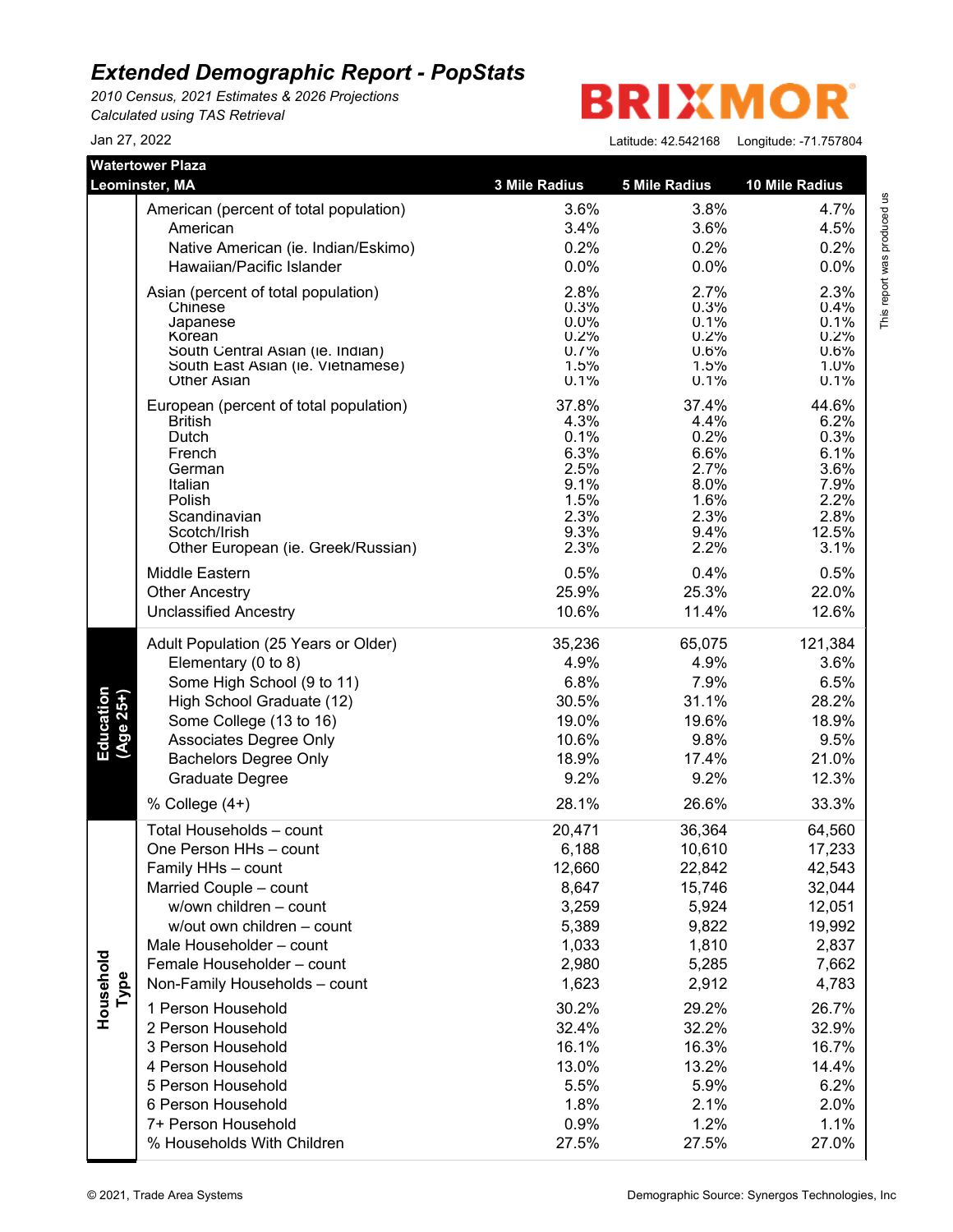# *Extended Demographic Report - PopStats*

*2010 Census, 2021 Estimates & 2026 Projections*
*Calculated using TAS Retrieval*

Jan 27, 2022

BRIXMOR

Latitude: 42.542168 Longitude: -71.757804

This report was produced us

| | Watertower Plaza Leominster, MA | 3 Mile Radius | 5 Mile Radius | 10 Mile Radius |
|---|---|---|---|---|
| | American (percent of total population) | 3.6% | 3.8% | 4.7% |
| | American | 3.4% | 3.6% | 4.5% |
| | Native American (ie. Indian/Eskimo) | 0.2% | 0.2% | 0.2% |
| | Hawaiian/Pacific Islander | 0.0% | 0.0% | 0.0% |
| | Asian (percent of total population) | 2.8% | 2.7% | 2.3% |
| | Chinese | 0.3% | 0.3% | 0.4% |
| | Japanese | 0.0% | 0.1% | 0.1% |
| | Korean | 0.2% | 0.2% | 0.2% |
| | South Central Asian (ie. Indian) | 0.7% | 0.6% | 0.6% |
| | South East Asian (ie. Vietnamese) | 1.5% | 1.5% | 1.0% |
| | Other Asian | 0.1% | 0.1% | 0.1% |
| | European (percent of total population) | 37.8% | 37.4% | 44.6% |
| | British | 4.3% | 4.4% | 6.2% |
| | Dutch | 0.1% | 0.2% | 0.3% |
| | French | 6.3% | 6.6% | 6.1% |
| | German | 2.5% | 2.7% | 3.6% |
| | Italian | 9.1% | 8.0% | 7.9% |
| | Polish | 1.5% | 1.6% | 2.2% |
| | Scandinavian | 2.3% | 2.3% | 2.8% |
| | Scotch/Irish | 9.3% | 9.4% | 12.5% |
| | Other European (ie. Greek/Russian) | 2.3% | 2.2% | 3.1% |
| | Middle Eastern | 0.5% | 0.4% | 0.5% |
| | Other Ancestry | 25.9% | 25.3% | 22.0% |
| | Unclassified Ancestry | 10.6% | 11.4% | 12.6% |
| **Education (Age 25+)** | Adult Population (25 Years or Older) | 35,236 | 65,075 | 121,384 |
| | Elementary (0 to 8) | 4.9% | 4.9% | 3.6% |
| | Some High School (9 to 11) | 6.8% | 7.9% | 6.5% |
| | High School Graduate (12) | 30.5% | 31.1% | 28.2% |
| | Some College (13 to 16) | 19.0% | 19.6% | 18.9% |
| | Associates Degree Only | 10.6% | 9.8% | 9.5% |
| | Bachelors Degree Only | 18.9% | 17.4% | 21.0% |
| | Graduate Degree | 9.2% | 9.2% | 12.3% |
| | % College (4+) | 28.1% | 26.6% | 33.3% |
| **Household Type** | Total Households – count | 20,471 | 36,364 | 64,560 |
| | One Person HHs – count | 6,188 | 10,610 | 17,233 |
| | Family HHs – count | 12,660 | 22,842 | 42,543 |
| | Married Couple – count | 8,647 | 15,746 | 32,044 |
| | w/own children – count | 3,259 | 5,924 | 12,051 |
| | w/out own children – count | 5,389 | 9,822 | 19,992 |
| | Male Householder – count | 1,033 | 1,810 | 2,837 |
| | Female Householder – count | 2,980 | 5,285 | 7,662 |
| | Non-Family Households – count | 1,623 | 2,912 | 4,783 |
| | 1 Person Household | 30.2% | 29.2% | 26.7% |
| | 2 Person Household | 32.4% | 32.2% | 32.9% |
| | 3 Person Household | 16.1% | 16.3% | 16.7% |
| | 4 Person Household | 13.0% | 13.2% | 14.4% |
| | 5 Person Household | 5.5% | 5.9% | 6.2% |
| | 6 Person Household | 1.8% | 2.1% | 2.0% |
| | 7+ Person Household | 0.9% | 1.2% | 1.1% |
| | % Households With Children | 27.5% | 27.5% | 27.0% |

© 2021, Trade Area Systems

Demographic Source: Synergos Technologies, Inc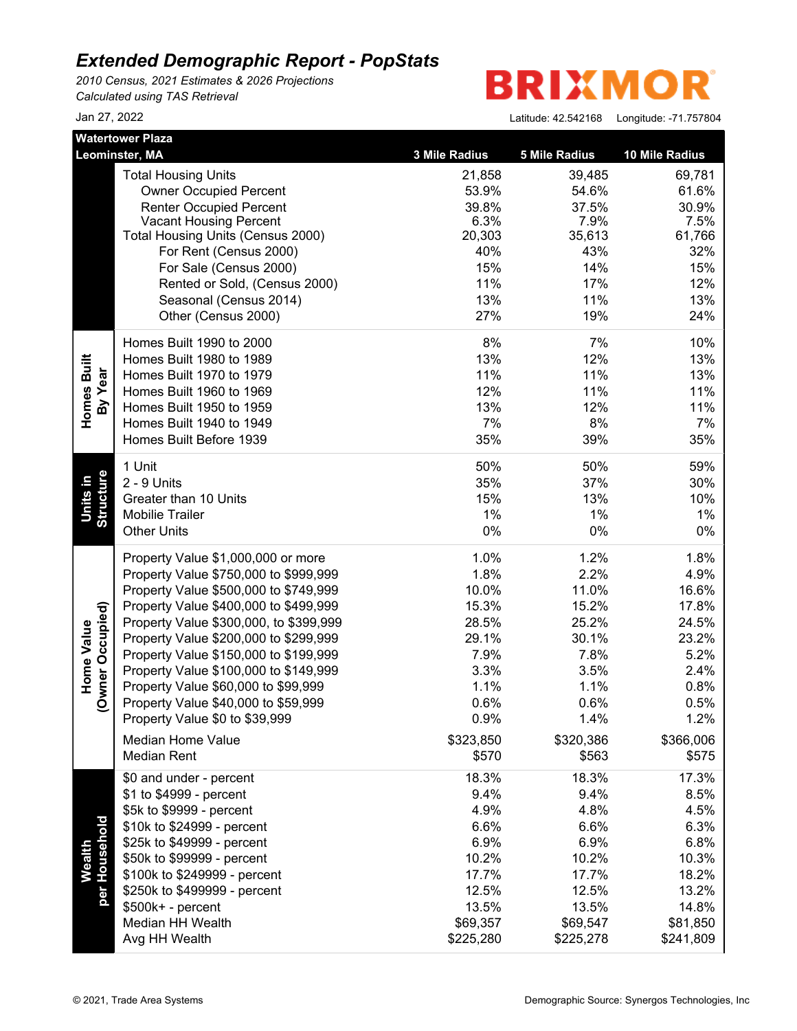# Extended Demographic Report - PopStats

*2010 Census, 2021 Estimates & 2026 Projections*
*Calculated using TAS Retrieval*

BRIXMOR

Jan 27, 2022

Latitude: 42.542168 Longitude: -71.757804

| Watertower Plaza Leominster, MA | | 3 Mile Radius | 5 Mile Radius | 10 Mile Radius |
|---|---|---|---|---|
| | Total Housing Units | 21,858 | 39,485 | 69,781 |
| | Owner Occupied Percent | 53.9% | 54.6% | 61.6% |
| | Renter Occupied Percent | 39.8% | 37.5% | 30.9% |
| | Vacant Housing Percent | 6.3% | 7.9% | 7.5% |
| | Total Housing Units (Census 2000) | 20,303 | 35,613 | 61,766 |
| | For Rent (Census 2000) | 40% | 43% | 32% |
| | For Sale (Census 2000) | 15% | 14% | 15% |
| | Rented or Sold, (Census 2000) | 11% | 17% | 12% |
| | Seasonal (Census 2014) | 13% | 11% | 13% |
| | Other (Census 2000) | 27% | 19% | 24% |
| Homes Built By Year | Homes Built 1990 to 2000 | 8% | 7% | 10% |
| | Homes Built 1980 to 1989 | 13% | 12% | 13% |
| | Homes Built 1970 to 1979 | 11% | 11% | 13% |
| | Homes Built 1960 to 1969 | 12% | 11% | 11% |
| | Homes Built 1950 to 1959 | 13% | 12% | 11% |
| | Homes Built 1940 to 1949 | 7% | 8% | 7% |
| | Homes Built Before 1939 | 35% | 39% | 35% |
| Units in Structure | 1 Unit | 50% | 50% | 59% |
| | 2 - 9 Units | 35% | 37% | 30% |
| | Greater than 10 Units | 15% | 13% | 10% |
| | Mobilie Trailer | 1% | 1% | 1% |
| | Other Units | 0% | 0% | 0% |
| Home Value (Owner Occupied) | Property Value $1,000,000 or more | 1.0% | 1.2% | 1.8% |
| | Property Value $750,000 to $999,999 | 1.8% | 2.2% | 4.9% |
| | Property Value $500,000 to $749,999 | 10.0% | 11.0% | 16.6% |
| | Property Value $400,000 to $499,999 | 15.3% | 15.2% | 17.8% |
| | Property Value $300,000, to $399,999 | 28.5% | 25.2% | 24.5% |
| | Property Value $200,000 to $299,999 | 29.1% | 30.1% | 23.2% |
| | Property Value $150,000 to $199,999 | 7.9% | 7.8% | 5.2% |
| | Property Value $100,000 to $149,999 | 3.3% | 3.5% | 2.4% |
| | Property Value $60,000 to $99,999 | 1.1% | 1.1% | 0.8% |
| | Property Value $40,000 to $59,999 | 0.6% | 0.6% | 0.5% |
| | Property Value $0 to $39,999 | 0.9% | 1.4% | 1.2% |
| | Median Home Value | $323,850 | $320,386 | $366,006 |
| | Median Rent | $570 | $563 | $575 |
| Wealth per Household | $0 and under - percent | 18.3% | 18.3% | 17.3% |
| | $1 to $4999 - percent | 9.4% | 9.4% | 8.5% |
| | $5k to $9999 - percent | 4.9% | 4.8% | 4.5% |
| | $10k to $24999 - percent | 6.6% | 6.6% | 6.3% |
| | $25k to $49999 - percent | 6.9% | 6.9% | 6.8% |
| | $50k to $99999 - percent | 10.2% | 10.2% | 10.3% |
| | $100k to $249999 - percent | 17.7% | 17.7% | 18.2% |
| | $250k to $499999 - percent | 12.5% | 12.5% | 13.2% |
| | $500k+ - percent | 13.5% | 13.5% | 14.8% |
| | Median HH Wealth | $69,357 | $69,547 | $81,850 |
| | Avg HH Wealth | $225,280 | $225,278 | $241,809 |

© 2021, Trade Area Systems

Demographic Source: Synergos Technologies, Inc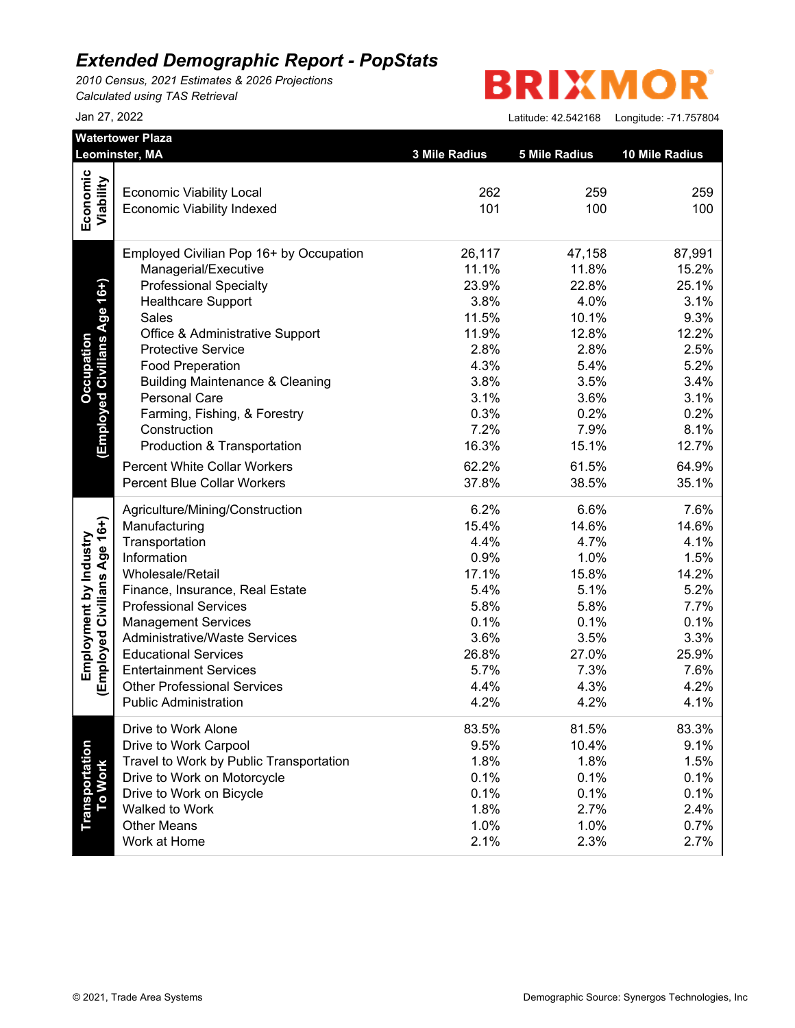# Extended Demographic Report - PopStats

*2010 Census, 2021 Estimates & 2026 Projections*
*Calculated using TAS Retrieval*

BRIXMOR

Jan 27, 2022

Latitude: 42.542168 Longitude: -71.757804

| Watertower Plaza Leominster, MA | | 3 Mile Radius | 5 Mile Radius | 10 Mile Radius |
|---|---|---|---|---|
| **Economic Viability** | Economic Viability Local | 262 | 259 | 259 |
| | Economic Viability Indexed | 101 | 100 | 100 |
| **Occupation (Employed Civilians Age 16+)** | Employed Civilian Pop 16+ by Occupation | 26,117 | 47,158 | 87,991 |
| | Managerial/Executive | 11.1% | 11.8% | 15.2% |
| | Professional Specialty | 23.9% | 22.8% | 25.1% |
| | Healthcare Support | 3.8% | 4.0% | 3.1% |
| | Sales | 11.5% | 10.1% | 9.3% |
| | Office & Administrative Support | 11.9% | 12.8% | 12.2% |
| | Protective Service | 2.8% | 2.8% | 2.5% |
| | Food Preperation | 4.3% | 5.4% | 5.2% |
| | Building Maintenance & Cleaning | 3.8% | 3.5% | 3.4% |
| | Personal Care | 3.1% | 3.6% | 3.1% |
| | Farming, Fishing, & Forestry | 0.3% | 0.2% | 0.2% |
| | Construction | 7.2% | 7.9% | 8.1% |
| | Production & Transportation | 16.3% | 15.1% | 12.7% |
| | Percent White Collar Workers | 62.2% | 61.5% | 64.9% |
| | Percent Blue Collar Workers | 37.8% | 38.5% | 35.1% |
| **Employment by Industry (Employed Civilians Age 16+)** | Agriculture/Mining/Construction | 6.2% | 6.6% | 7.6% |
| | Manufacturing | 15.4% | 14.6% | 14.6% |
| | Transportation | 4.4% | 4.7% | 4.1% |
| | Information | 0.9% | 1.0% | 1.5% |
| | Wholesale/Retail | 17.1% | 15.8% | 14.2% |
| | Finance, Insurance, Real Estate | 5.4% | 5.1% | 5.2% |
| | Professional Services | 5.8% | 5.8% | 7.7% |
| | Management Services | 0.1% | 0.1% | 0.1% |
| | Administrative/Waste Services | 3.6% | 3.5% | 3.3% |
| | Educational Services | 26.8% | 27.0% | 25.9% |
| | Entertainment Services | 5.7% | 7.3% | 7.6% |
| | Other Professional Services | 4.4% | 4.3% | 4.2% |
| | Public Administration | 4.2% | 4.2% | 4.1% |
| **Transportation To Work** | Drive to Work Alone | 83.5% | 81.5% | 83.3% |
| | Drive to Work Carpool | 9.5% | 10.4% | 9.1% |
| | Travel to Work by Public Transportation | 1.8% | 1.8% | 1.5% |
| | Drive to Work on Motorcycle | 0.1% | 0.1% | 0.1% |
| | Drive to Work on Bicycle | 0.1% | 0.1% | 0.1% |
| | Walked to Work | 1.8% | 2.7% | 2.4% |
| | Other Means | 1.0% | 1.0% | 0.7% |
| | Work at Home | 2.1% | 2.3% | 2.7% |

© 2021, Trade Area Systems

Demographic Source: Synergos Technologies, Inc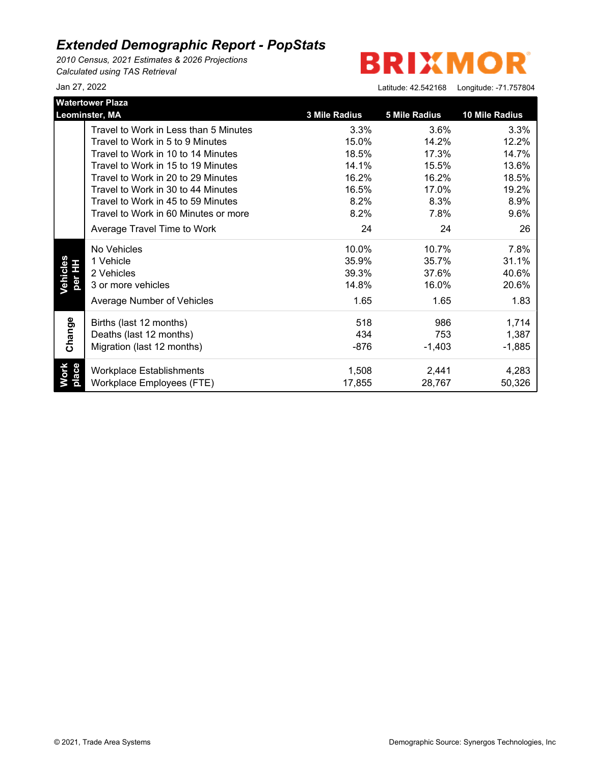## *Extended Demographic Report - PopStats*

*2010 Census, 2021 Estimates & 2026 Projections*
*Calculated using TAS Retrieval*

BRIXMOR

Jan 27, 2022

Latitude: 42.542168 Longitude: -71.757804

| Watertower Plaza Leominster, MA | | 3 Mile Radius | 5 Mile Radius | 10 Mile Radius |
|---|---|---|---|---|
| | Travel to Work in Less than 5 Minutes | 3.3% | 3.6% | 3.3% |
| | Travel to Work in 5 to 9 Minutes | 15.0% | 14.2% | 12.2% |
| | Travel to Work in 10 to 14 Minutes | 18.5% | 17.3% | 14.7% |
| | Travel to Work in 15 to 19 Minutes | 14.1% | 15.5% | 13.6% |
| | Travel to Work in 20 to 29 Minutes | 16.2% | 16.2% | 18.5% |
| | Travel to Work in 30 to 44 Minutes | 16.5% | 17.0% | 19.2% |
| | Travel to Work in 45 to 59 Minutes | 8.2% | 8.3% | 8.9% |
| | Travel to Work in 60 Minutes or more | 8.2% | 7.8% | 9.6% |
| | Average Travel Time to Work | 24 | 24 | 26 |
| Vehicles per HH | No Vehicles | 10.0% | 10.7% | 7.8% |
| | 1 Vehicle | 35.9% | 35.7% | 31.1% |
| | 2 Vehicles | 39.3% | 37.6% | 40.6% |
| | 3 or more vehicles | 14.8% | 16.0% | 20.6% |
| | Average Number of Vehicles | 1.65 | 1.65 | 1.83 |
| Change | Births (last 12 months) | 518 | 986 | 1,714 |
| | Deaths (last 12 months) | 434 | 753 | 1,387 |
| | Migration (last 12 months) | -876 | -1,403 | -1,885 |
| Work place | Workplace Establishments | 1,508 | 2,441 | 4,283 |
| | Workplace Employees (FTE) | 17,855 | 28,767 | 50,326 |

© 2021, Trade Area Systems

Demographic Source: Synergos Technologies, Inc